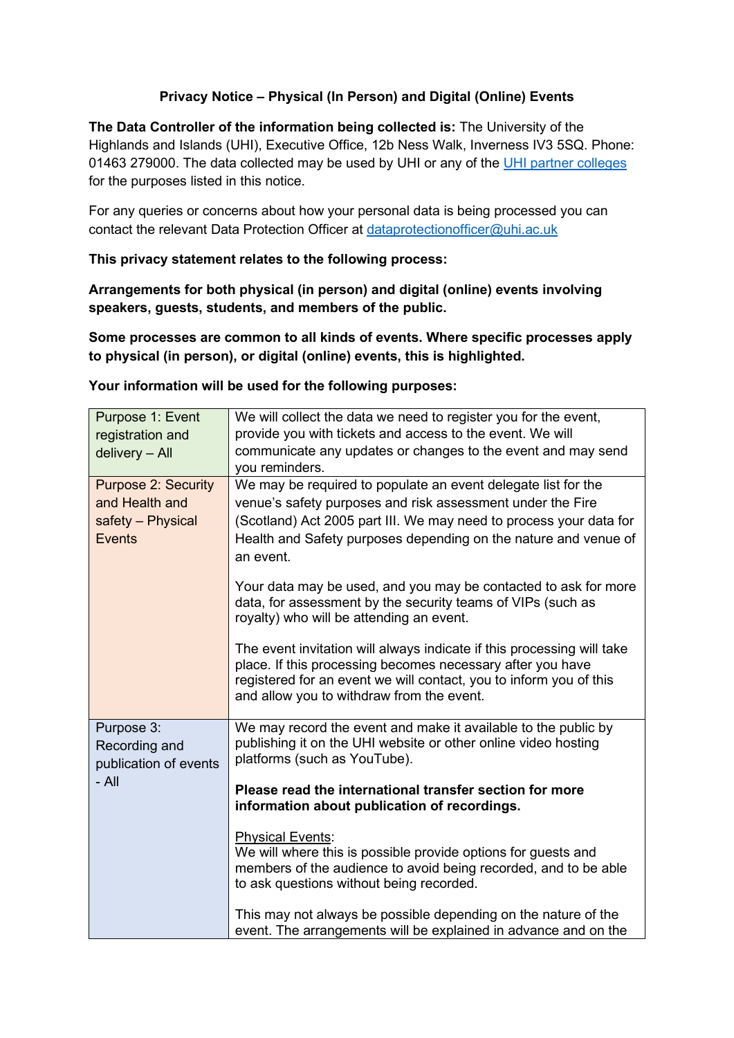**Privacy Notice – Physical (In Person) and Digital (Online) Events**

**The Data Controller of the information being collected is:** The University of the Highlands and Islands (UHI), Executive Office, 12b Ness Walk, Inverness IV3 5SQ. Phone: 01463 279000. The data collected may be used by UHI or any of the [UHI partner colleges](#) for the purposes listed in this notice.

For any queries or concerns about how your personal data is being processed you can contact the relevant Data Protection Officer at [dataprotectionofficer@uhi.ac.uk](mailto:dataprotectionofficer@uhi.ac.uk)

**This privacy statement relates to the following process:**

**Arrangements for both physical (in person) and digital (online) events involving speakers, guests, students, and members of the public.**

**Some processes are common to all kinds of events. Where specific processes apply to physical (in person), or digital (online) events, this is highlighted.**

**Your information will be used for the following purposes:**

| | |
|---|---|
| Purpose 1: Event registration and delivery – All | We will collect the data we need to register you for the event, provide you with tickets and access to the event. We will communicate any updates or changes to the event and may send you reminders. |
| Purpose 2: Security and Health and safety – Physical Events | We may be required to populate an event delegate list for the venue's safety purposes and risk assessment under the Fire (Scotland) Act 2005 part III. We may need to process your data for Health and Safety purposes depending on the nature and venue of an event.<br><br>Your data may be used, and you may be contacted to ask for more data, for assessment by the security teams of VIPs (such as royalty) who will be attending an event.<br><br>The event invitation will always indicate if this processing will take place. If this processing becomes necessary after you have registered for an event we will contact, you to inform you of this and allow you to withdraw from the event. |
| Purpose 3: Recording and publication of events - All | We may record the event and make it available to the public by publishing it on the UHI website or other online video hosting platforms (such as YouTube).<br><br>**Please read the international transfer section for more information about publication of recordings.**<br><br>Physical Events:<br>We will where this is possible provide options for guests and members of the audience to avoid being recorded, and to be able to ask questions without being recorded.<br><br>This may not always be possible depending on the nature of the event. The arrangements will be explained in advance and on the |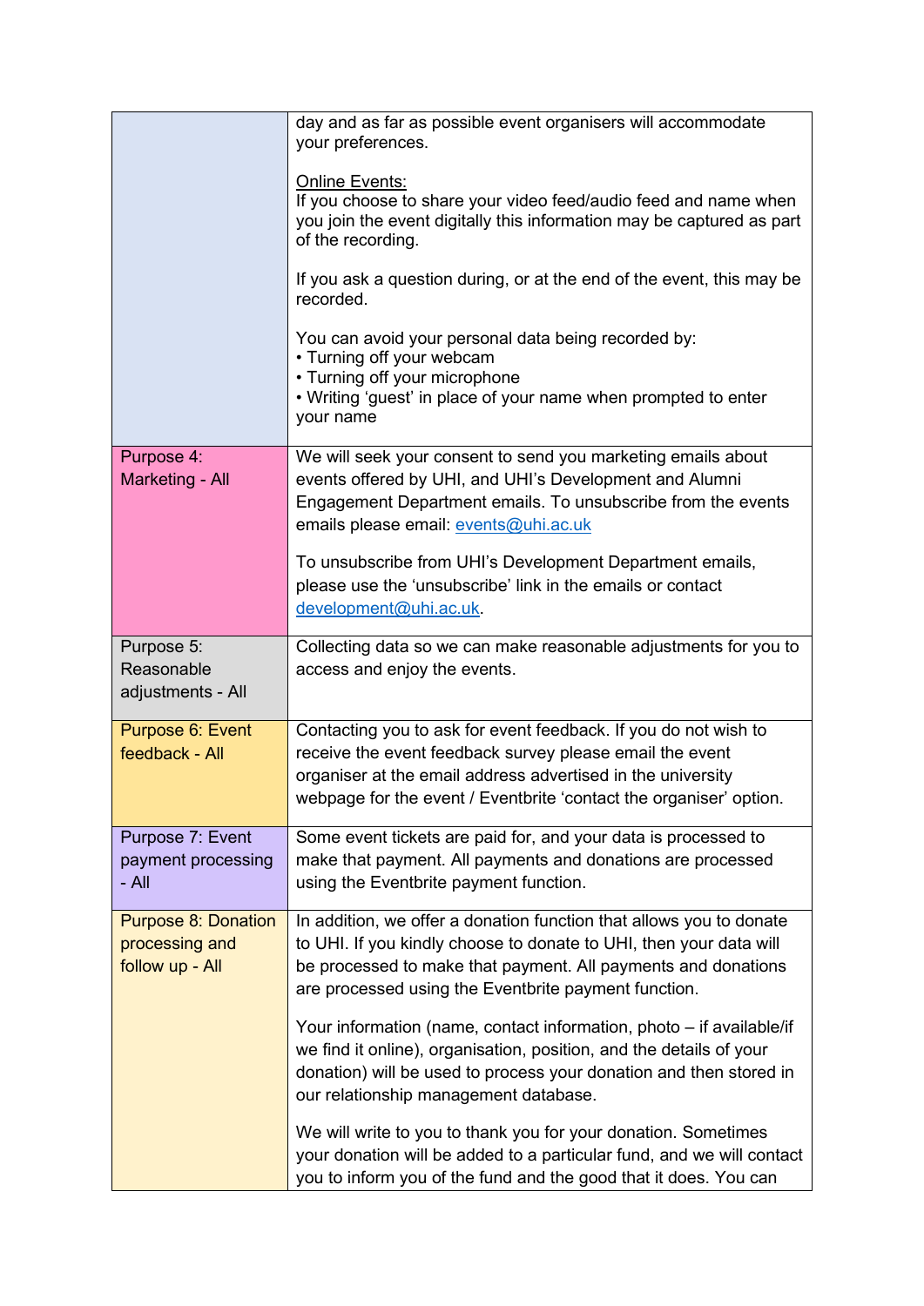| | |
|---|---|
| | day and as far as possible event organisers will accommodate your preferences.<br><br>Online Events:<br>If you choose to share your video feed/audio feed and name when you join the event digitally this information may be captured as part of the recording.<br><br>If you ask a question during, or at the end of the event, this may be recorded.<br><br>You can avoid your personal data being recorded by:<br>• Turning off your webcam<br>• Turning off your microphone<br>• Writing 'guest' in place of your name when prompted to enter your name |
| Purpose 4: Marketing - All | We will seek your consent to send you marketing emails about events offered by UHI, and UHI's Development and Alumni Engagement Department emails. To unsubscribe from the events emails please email: events@uhi.ac.uk<br><br>To unsubscribe from UHI's Development Department emails, please use the 'unsubscribe' link in the emails or contact development@uhi.ac.uk. |
| Purpose 5: Reasonable adjustments - All | Collecting data so we can make reasonable adjustments for you to access and enjoy the events. |
| Purpose 6: Event feedback - All | Contacting you to ask for event feedback. If you do not wish to receive the event feedback survey please email the event organiser at the email address advertised in the university webpage for the event / Eventbrite 'contact the organiser' option. |
| Purpose 7: Event payment processing - All | Some event tickets are paid for, and your data is processed to make that payment. All payments and donations are processed using the Eventbrite payment function. |
| Purpose 8: Donation processing and follow up - All | In addition, we offer a donation function that allows you to donate to UHI. If you kindly choose to donate to UHI, then your data will be processed to make that payment. All payments and donations are processed using the Eventbrite payment function.<br><br>Your information (name, contact information, photo – if available/if we find it online), organisation, position, and the details of your donation) will be used to process your donation and then stored in our relationship management database.<br><br>We will write to you to thank you for your donation. Sometimes your donation will be added to a particular fund, and we will contact you to inform you of the fund and the good that it does. You can |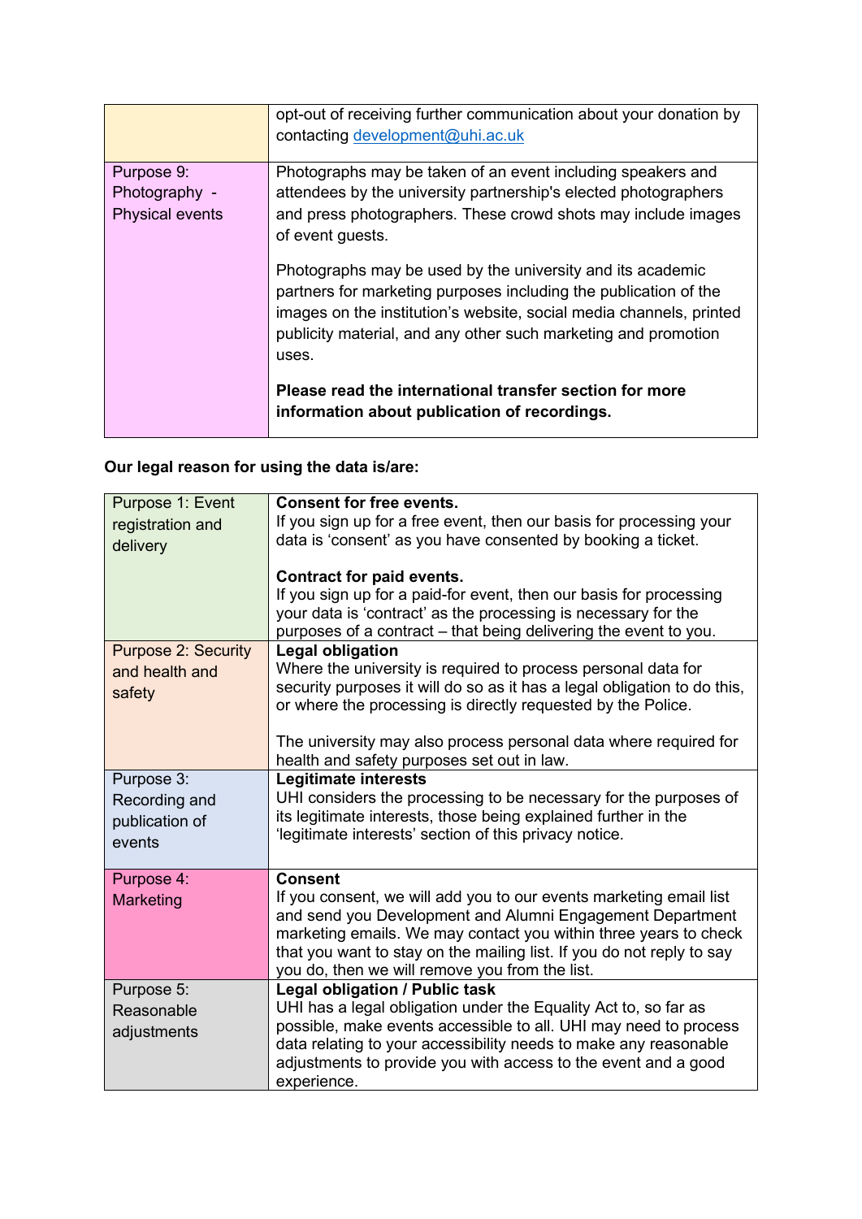|  |  |
|---|---|
|  | opt-out of receiving further communication about your donation by contacting development@uhi.ac.uk |
| Purpose 9: Photography - Physical events | Photographs may be taken of an event including speakers and attendees by the university partnership's elected photographers and press photographers. These crowd shots may include images of event guests.<br><br>Photographs may be used by the university and its academic partners for marketing purposes including the publication of the images on the institution's website, social media channels, printed publicity material, and any other such marketing and promotion uses.<br><br>**Please read the international transfer section for more information about publication of recordings.** |

**Our legal reason for using the data is/are:**

|  |  |
|---|---|
| Purpose 1: Event registration and delivery | **Consent for free events.**<br>If you sign up for a free event, then our basis for processing your data is 'consent' as you have consented by booking a ticket.<br><br>**Contract for paid events.**<br>If you sign up for a paid-for event, then our basis for processing your data is 'contract' as the processing is necessary for the purposes of a contract – that being delivering the event to you. |
| Purpose 2: Security and health and safety | **Legal obligation**<br>Where the university is required to process personal data for security purposes it will do so as it has a legal obligation to do this, or where the processing is directly requested by the Police.<br><br>The university may also process personal data where required for health and safety purposes set out in law. |
| Purpose 3: Recording and publication of events | **Legitimate interests**<br>UHI considers the processing to be necessary for the purposes of its legitimate interests, those being explained further in the 'legitimate interests' section of this privacy notice. |
| Purpose 4: Marketing | **Consent**<br>If you consent, we will add you to our events marketing email list and send you Development and Alumni Engagement Department marketing emails. We may contact you within three years to check that you want to stay on the mailing list. If you do not reply to say you do, then we will remove you from the list. |
| Purpose 5: Reasonable adjustments | **Legal obligation / Public task**<br>UHI has a legal obligation under the Equality Act to, so far as possible, make events accessible to all. UHI may need to process data relating to your accessibility needs to make any reasonable adjustments to provide you with access to the event and a good experience. |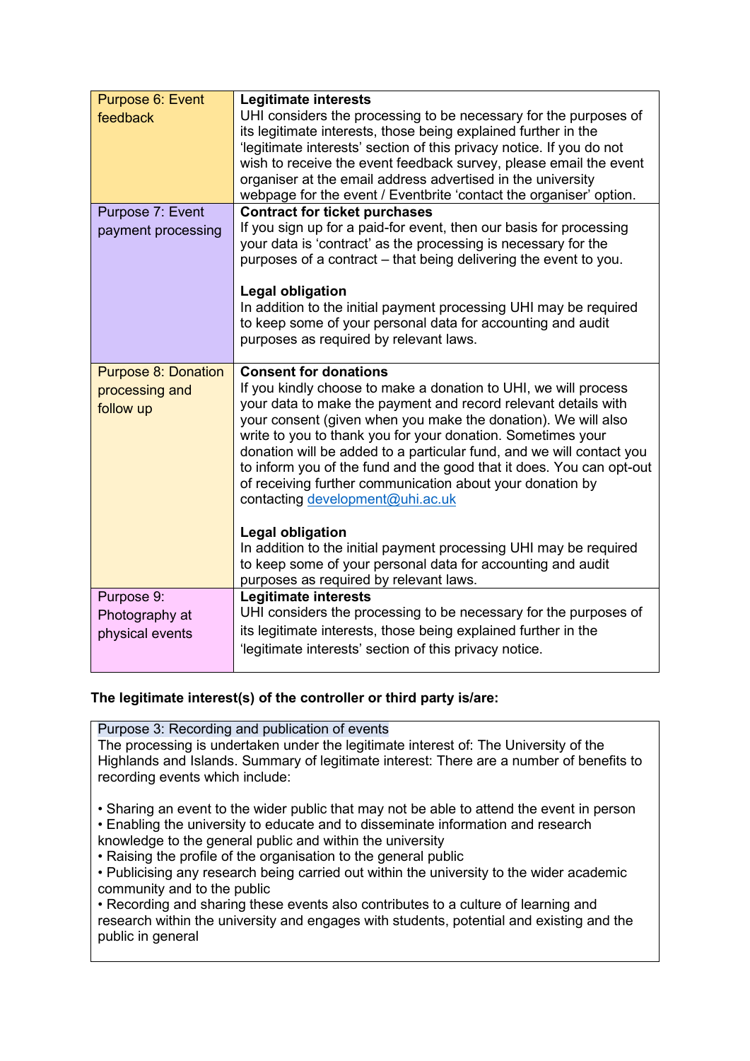| | |
|---|---|
| Purpose 6: Event feedback | **Legitimate interests**<br>UHI considers the processing to be necessary for the purposes of its legitimate interests, those being explained further in the 'legitimate interests' section of this privacy notice. If you do not wish to receive the event feedback survey, please email the event organiser at the email address advertised in the university webpage for the event / Eventbrite 'contact the organiser' option. |
| Purpose 7: Event payment processing | **Contract for ticket purchases**<br>If you sign up for a paid-for event, then our basis for processing your data is 'contract' as the processing is necessary for the purposes of a contract – that being delivering the event to you.<br><br>**Legal obligation**<br>In addition to the initial payment processing UHI may be required to keep some of your personal data for accounting and audit purposes as required by relevant laws. |
| Purpose 8: Donation processing and follow up | **Consent for donations**<br>If you kindly choose to make a donation to UHI, we will process your data to make the payment and record relevant details with your consent (given when you make the donation). We will also write to you to thank you for your donation. Sometimes your donation will be added to a particular fund, and we will contact you to inform you of the fund and the good that it does. You can opt-out of receiving further communication about your donation by contacting development@uhi.ac.uk<br><br>**Legal obligation**<br>In addition to the initial payment processing UHI may be required to keep some of your personal data for accounting and audit purposes as required by relevant laws. |
| Purpose 9: Photography at physical events | **Legitimate interests**<br>UHI considers the processing to be necessary for the purposes of its legitimate interests, those being explained further in the 'legitimate interests' section of this privacy notice. |

**The legitimate interest(s) of the controller or third party is/are:**

Purpose 3: Recording and publication of events

The processing is undertaken under the legitimate interest of: The University of the Highlands and Islands. Summary of legitimate interest: There are a number of benefits to recording events which include:

- Sharing an event to the wider public that may not be able to attend the event in person
- Enabling the university to educate and to disseminate information and research knowledge to the general public and within the university
- Raising the profile of the organisation to the general public
- Publicising any research being carried out within the university to the wider academic community and to the public
- Recording and sharing these events also contributes to a culture of learning and research within the university and engages with students, potential and existing and the public in general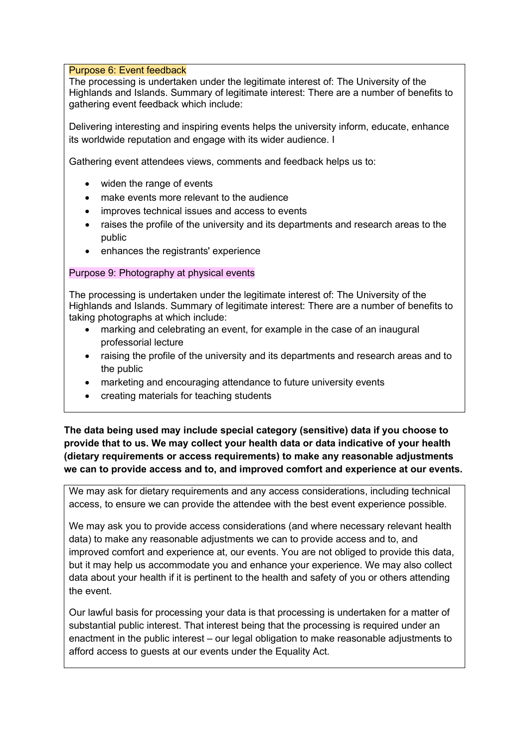Purpose 6: Event feedback

The processing is undertaken under the legitimate interest of: The University of the Highlands and Islands. Summary of legitimate interest: There are a number of benefits to gathering event feedback which include:

Delivering interesting and inspiring events helps the university inform, educate, enhance its worldwide reputation and engage with its wider audience. I

Gathering event attendees views, comments and feedback helps us to:

- widen the range of events
- make events more relevant to the audience
- improves technical issues and access to events
- raises the profile of the university and its departments and research areas to the public
- enhances the registrants' experience

Purpose 9: Photography at physical events

The processing is undertaken under the legitimate interest of: The University of the Highlands and Islands. Summary of legitimate interest: There are a number of benefits to taking photographs at which include:

- marking and celebrating an event, for example in the case of an inaugural professorial lecture
- raising the profile of the university and its departments and research areas and to the public
- marketing and encouraging attendance to future university events
- creating materials for teaching students

**The data being used may include special category (sensitive) data if you choose to provide that to us. We may collect your health data or data indicative of your health (dietary requirements or access requirements) to make any reasonable adjustments we can to provide access and to, and improved comfort and experience at our events.**

We may ask for dietary requirements and any access considerations, including technical access, to ensure we can provide the attendee with the best event experience possible.

We may ask you to provide access considerations (and where necessary relevant health data) to make any reasonable adjustments we can to provide access and to, and improved comfort and experience at, our events. You are not obliged to provide this data, but it may help us accommodate you and enhance your experience. We may also collect data about your health if it is pertinent to the health and safety of you or others attending the event.

Our lawful basis for processing your data is that processing is undertaken for a matter of substantial public interest. That interest being that the processing is required under an enactment in the public interest – our legal obligation to make reasonable adjustments to afford access to guests at our events under the Equality Act.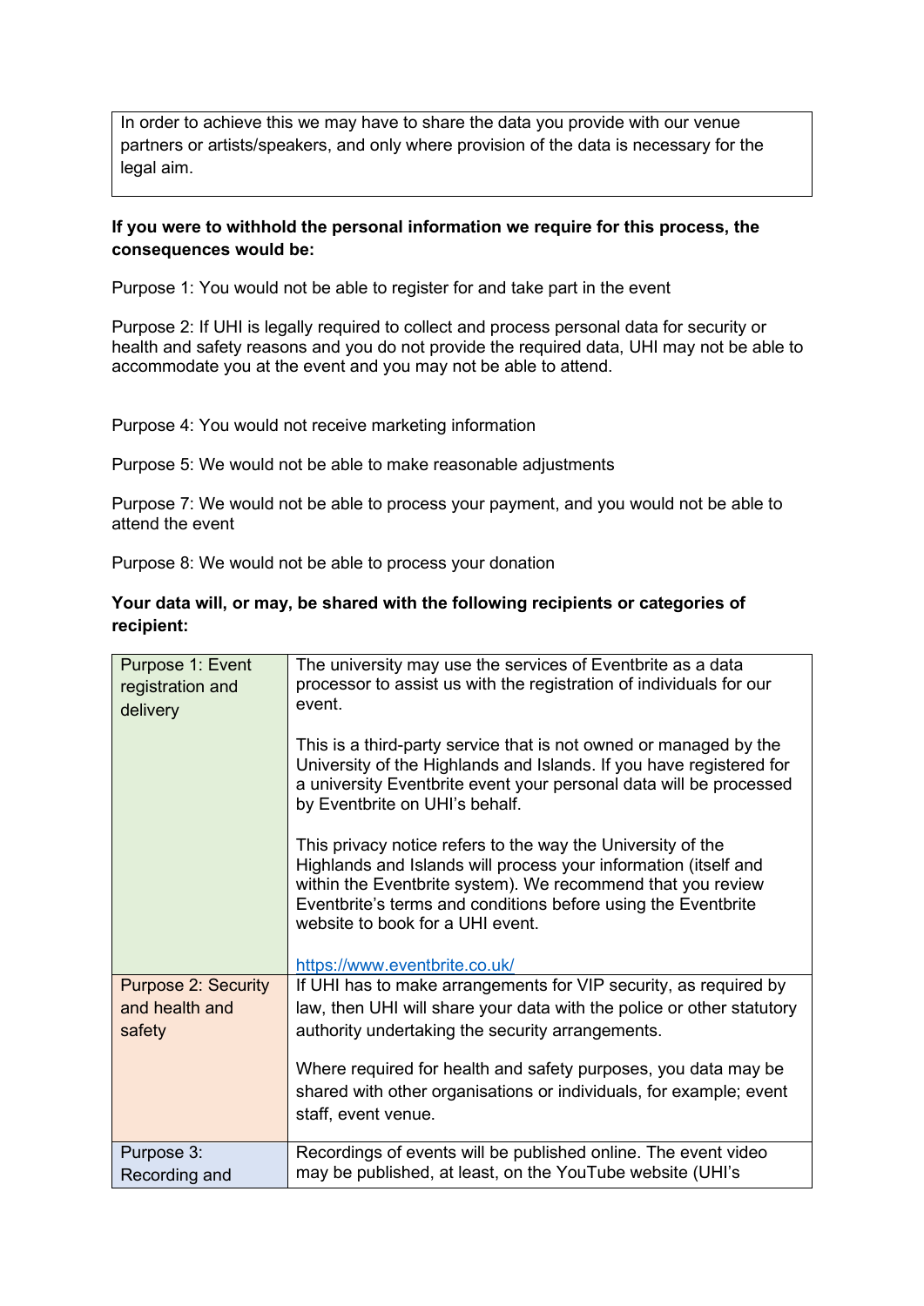| In order to achieve this we may have to share the data you provide with our venue partners or artists/speakers, and only where provision of the data is necessary for the legal aim. |
|---|

**If you were to withhold the personal information we require for this process, the consequences would be:**

Purpose 1: You would not be able to register for and take part in the event

Purpose 2: If UHI is legally required to collect and process personal data for security or health and safety reasons and you do not provide the required data, UHI may not be able to accommodate you at the event and you may not be able to attend.

Purpose 4: You would not receive marketing information

Purpose 5: We would not be able to make reasonable adjustments

Purpose 7: We would not be able to process your payment, and you would not be able to attend the event

Purpose 8: We would not be able to process your donation

**Your data will, or may, be shared with the following recipients or categories of recipient:**

| | |
|---|---|
| Purpose 1: Event registration and delivery | The university may use the services of Eventbrite as a data processor to assist us with the registration of individuals for our event.<br><br>This is a third-party service that is not owned or managed by the University of the Highlands and Islands. If you have registered for a university Eventbrite event your personal data will be processed by Eventbrite on UHI's behalf.<br><br>This privacy notice refers to the way the University of the Highlands and Islands will process your information (itself and within the Eventbrite system). We recommend that you review Eventbrite's terms and conditions before using the Eventbrite website to book for a UHI event.<br><br>https://www.eventbrite.co.uk/ |
| Purpose 2: Security and health and safety | If UHI has to make arrangements for VIP security, as required by law, then UHI will share your data with the police or other statutory authority undertaking the security arrangements.<br><br>Where required for health and safety purposes, you data may be shared with other organisations or individuals, for example; event staff, event venue. |
| Purpose 3: Recording and | Recordings of events will be published online. The event video may be published, at least, on the YouTube website (UHI's |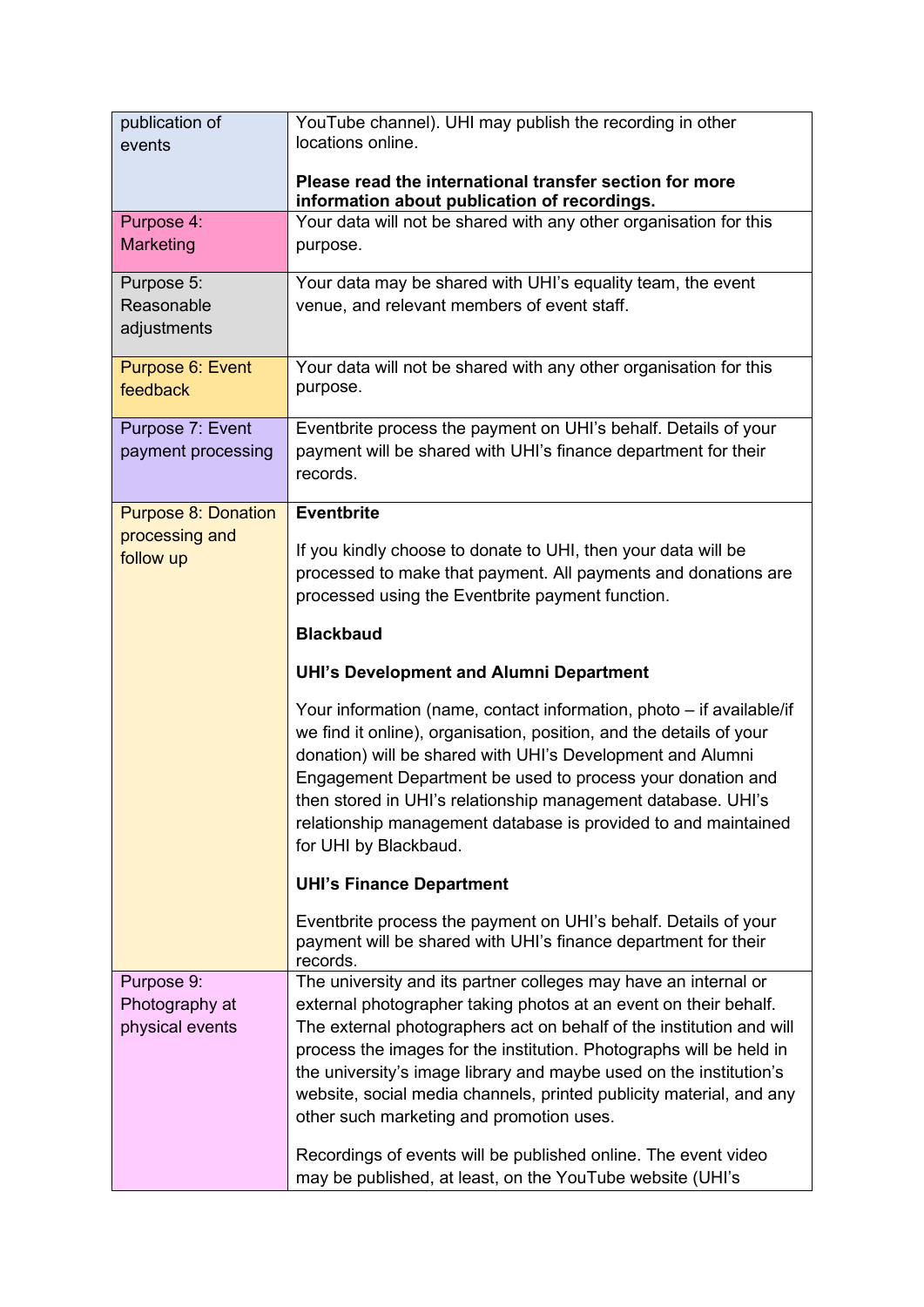| | |
|---|---|
| publication of events | YouTube channel). UHI may publish the recording in other locations online.<br><br>**Please read the international transfer section for more information about publication of recordings.** |
| Purpose 4: Marketing | Your data will not be shared with any other organisation for this purpose. |
| Purpose 5: Reasonable adjustments | Your data may be shared with UHI's equality team, the event venue, and relevant members of event staff. |
| Purpose 6: Event feedback | Your data will not be shared with any other organisation for this purpose. |
| Purpose 7: Event payment processing | Eventbrite process the payment on UHI's behalf. Details of your payment will be shared with UHI's finance department for their records. |
| Purpose 8: Donation processing and follow up | **Eventbrite**<br><br>If you kindly choose to donate to UHI, then your data will be processed to make that payment. All payments and donations are processed using the Eventbrite payment function.<br><br>**Blackbaud**<br><br>**UHI's Development and Alumni Department**<br><br>Your information (name, contact information, photo – if available/if we find it online), organisation, position, and the details of your donation) will be shared with UHI's Development and Alumni Engagement Department be used to process your donation and then stored in UHI's relationship management database. UHI's relationship management database is provided to and maintained for UHI by Blackbaud.<br><br>**UHI's Finance Department**<br><br>Eventbrite process the payment on UHI's behalf. Details of your payment will be shared with UHI's finance department for their records. |
| Purpose 9: Photography at physical events | The university and its partner colleges may have an internal or external photographer taking photos at an event on their behalf. The external photographers act on behalf of the institution and will process the images for the institution. Photographs will be held in the university's image library and maybe used on the institution's website, social media channels, printed publicity material, and any other such marketing and promotion uses.<br><br>Recordings of events will be published online. The event video may be published, at least, on the YouTube website (UHI's |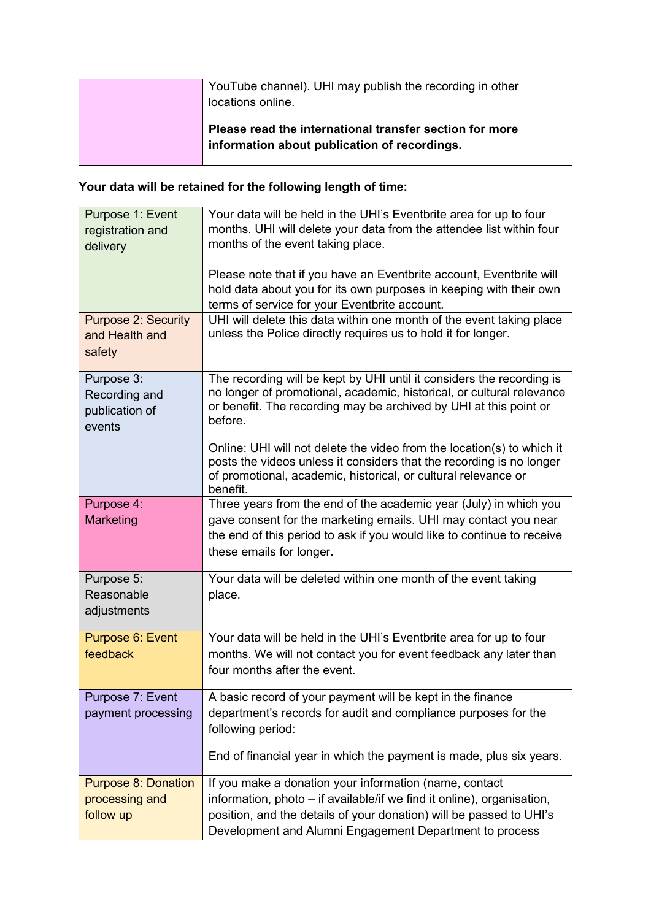| | |
|---|---|
| | YouTube channel). UHI may publish the recording in other locations online.<br><br>**Please read the international transfer section for more information about publication of recordings.** |

**Your data will be retained for the following length of time:**

| | |
|---|---|
| Purpose 1: Event registration and delivery | Your data will be held in the UHI's Eventbrite area for up to four months. UHI will delete your data from the attendee list within four months of the event taking place.<br><br>Please note that if you have an Eventbrite account, Eventbrite will hold data about you for its own purposes in keeping with their own terms of service for your Eventbrite account. |
| Purpose 2: Security and Health and safety | UHI will delete this data within one month of the event taking place unless the Police directly requires us to hold it for longer. |
| Purpose 3: Recording and publication of events | The recording will be kept by UHI until it considers the recording is no longer of promotional, academic, historical, or cultural relevance or benefit. The recording may be archived by UHI at this point or before.<br><br>Online: UHI will not delete the video from the location(s) to which it posts the videos unless it considers that the recording is no longer of promotional, academic, historical, or cultural relevance or benefit. |
| Purpose 4: Marketing | Three years from the end of the academic year (July) in which you gave consent for the marketing emails. UHI may contact you near the end of this period to ask if you would like to continue to receive these emails for longer. |
| Purpose 5: Reasonable adjustments | Your data will be deleted within one month of the event taking place. |
| Purpose 6: Event feedback | Your data will be held in the UHI's Eventbrite area for up to four months. We will not contact you for event feedback any later than four months after the event. |
| Purpose 7: Event payment processing | A basic record of your payment will be kept in the finance department's records for audit and compliance purposes for the following period:<br><br>End of financial year in which the payment is made, plus six years. |
| Purpose 8: Donation processing and follow up | If you make a donation your information (name, contact information, photo – if available/if we find it online), organisation, position, and the details of your donation) will be passed to UHI's Development and Alumni Engagement Department to process |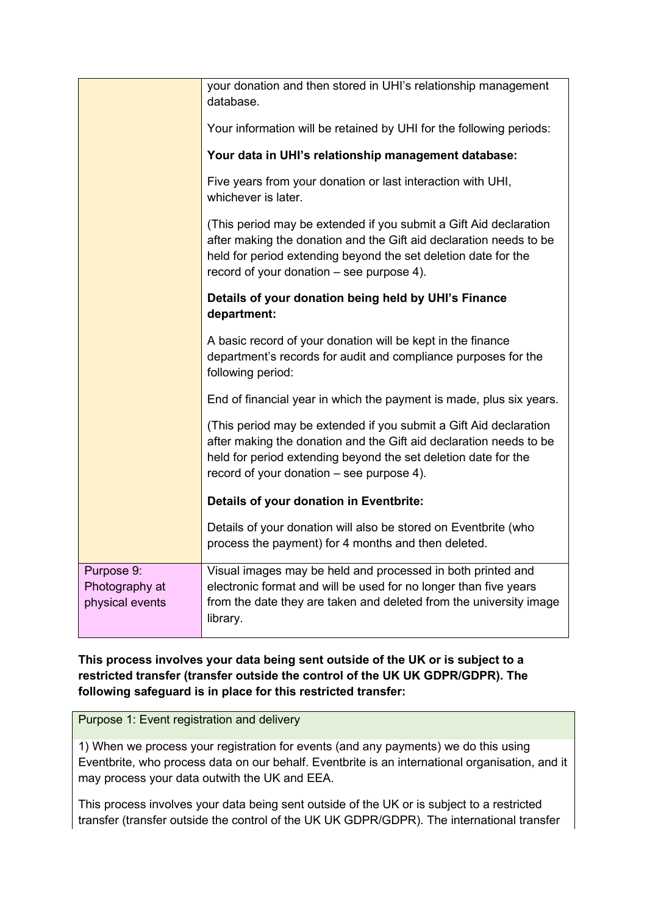| | |
|---|---|
| | your donation and then stored in UHI's relationship management database.<br><br>Your information will be retained by UHI for the following periods:<br><br>**Your data in UHI's relationship management database:**<br><br>Five years from your donation or last interaction with UHI, whichever is later.<br><br>(This period may be extended if you submit a Gift Aid declaration after making the donation and the Gift aid declaration needs to be held for period extending beyond the set deletion date for the record of your donation – see purpose 4).<br><br>**Details of your donation being held by UHI's Finance department:**<br><br>A basic record of your donation will be kept in the finance department's records for audit and compliance purposes for the following period:<br><br>End of financial year in which the payment is made, plus six years.<br><br>(This period may be extended if you submit a Gift Aid declaration after making the donation and the Gift aid declaration needs to be held for period extending beyond the set deletion date for the record of your donation – see purpose 4).<br><br>**Details of your donation in Eventbrite:**<br><br>Details of your donation will also be stored on Eventbrite (who process the payment) for 4 months and then deleted. |
| Purpose 9: Photography at physical events | Visual images may be held and processed in both printed and electronic format and will be used for no longer than five years from the date they are taken and deleted from the university image library. |

**This process involves your data being sent outside of the UK or is subject to a restricted transfer (transfer outside the control of the UK UK GDPR/GDPR). The following safeguard is in place for this restricted transfer:**

| Purpose 1: Event registration and delivery |
|---|
| 1) When we process your registration for events (and any payments) we do this using Eventbrite, who process data on our behalf. Eventbrite is an international organisation, and it may process your data outwith the UK and EEA.<br><br>This process involves your data being sent outside of the UK or is subject to a restricted transfer (transfer outside the control of the UK UK GDPR/GDPR). The international transfer |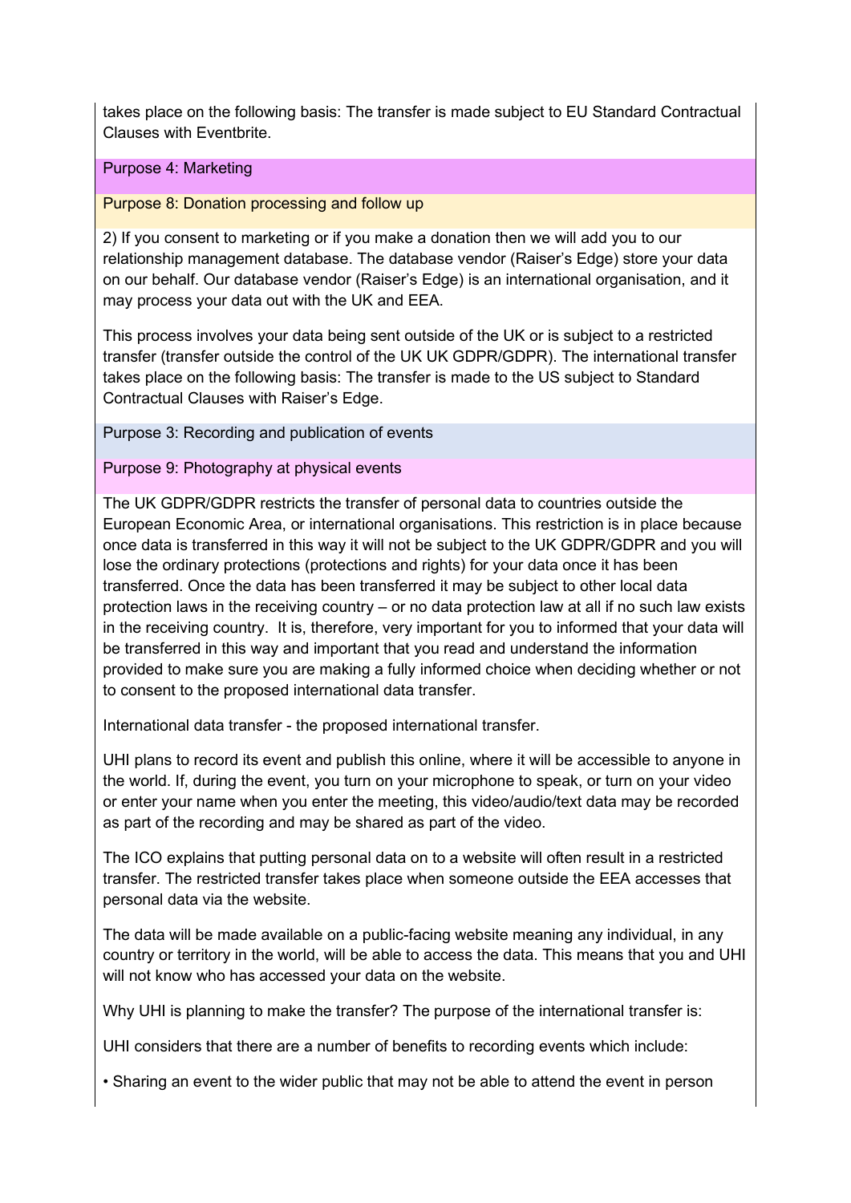takes place on the following basis: The transfer is made subject to EU Standard Contractual Clauses with Eventbrite.

Purpose 4: Marketing

Purpose 8: Donation processing and follow up

2) If you consent to marketing or if you make a donation then we will add you to our relationship management database. The database vendor (Raiser's Edge) store your data on our behalf. Our database vendor (Raiser's Edge) is an international organisation, and it may process your data out with the UK and EEA.

This process involves your data being sent outside of the UK or is subject to a restricted transfer (transfer outside the control of the UK UK GDPR/GDPR). The international transfer takes place on the following basis: The transfer is made to the US subject to Standard Contractual Clauses with Raiser's Edge.

Purpose 3: Recording and publication of events

Purpose 9: Photography at physical events

The UK GDPR/GDPR restricts the transfer of personal data to countries outside the European Economic Area, or international organisations. This restriction is in place because once data is transferred in this way it will not be subject to the UK GDPR/GDPR and you will lose the ordinary protections (protections and rights) for your data once it has been transferred. Once the data has been transferred it may be subject to other local data protection laws in the receiving country – or no data protection law at all if no such law exists in the receiving country. It is, therefore, very important for you to informed that your data will be transferred in this way and important that you read and understand the information provided to make sure you are making a fully informed choice when deciding whether or not to consent to the proposed international data transfer.

International data transfer - the proposed international transfer.

UHI plans to record its event and publish this online, where it will be accessible to anyone in the world. If, during the event, you turn on your microphone to speak, or turn on your video or enter your name when you enter the meeting, this video/audio/text data may be recorded as part of the recording and may be shared as part of the video.

The ICO explains that putting personal data on to a website will often result in a restricted transfer. The restricted transfer takes place when someone outside the EEA accesses that personal data via the website.

The data will be made available on a public-facing website meaning any individual, in any country or territory in the world, will be able to access the data. This means that you and UHI will not know who has accessed your data on the website.

Why UHI is planning to make the transfer? The purpose of the international transfer is:

UHI considers that there are a number of benefits to recording events which include:

• Sharing an event to the wider public that may not be able to attend the event in person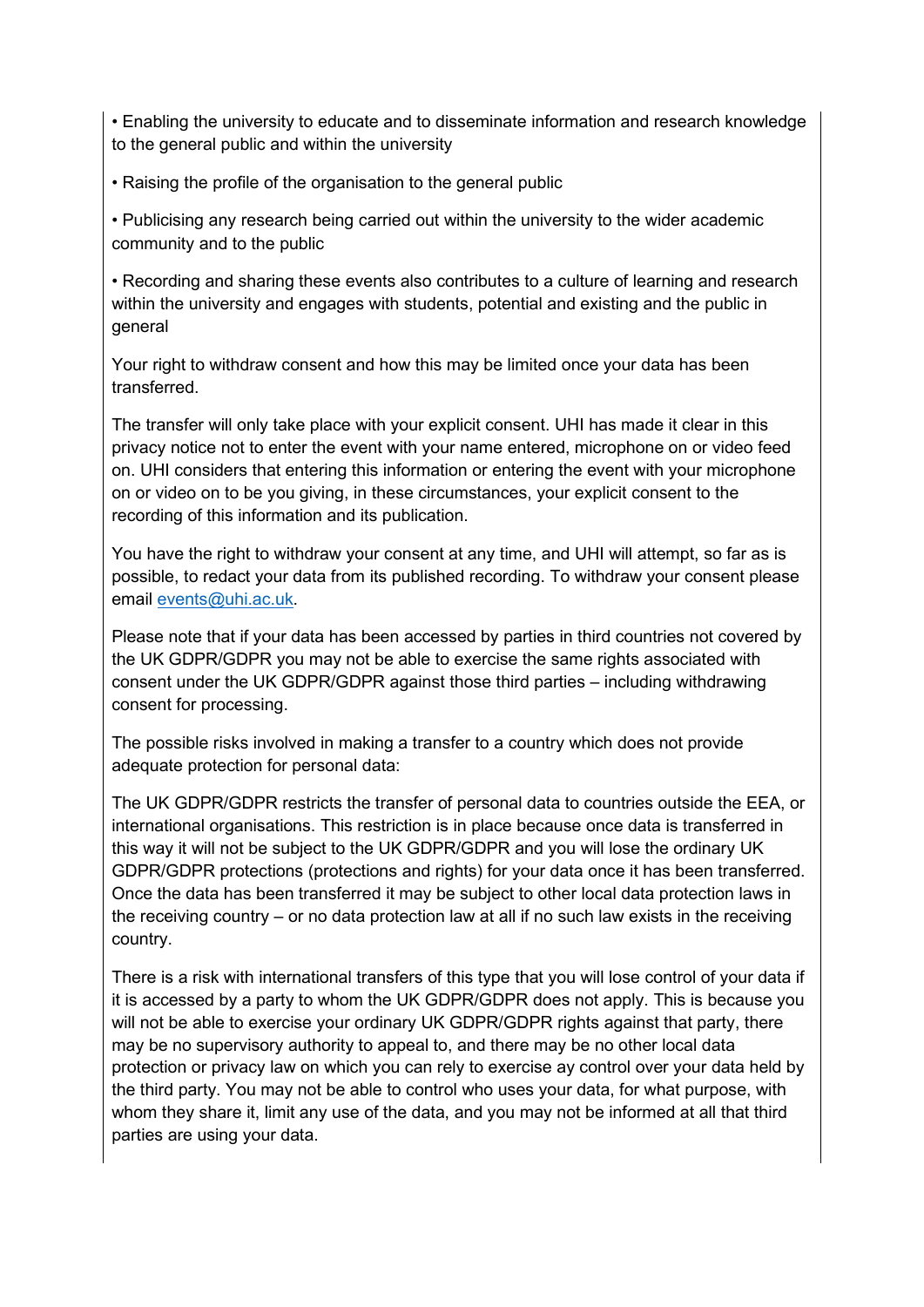• Enabling the university to educate and to disseminate information and research knowledge to the general public and within the university

• Raising the profile of the organisation to the general public

• Publicising any research being carried out within the university to the wider academic community and to the public

• Recording and sharing these events also contributes to a culture of learning and research within the university and engages with students, potential and existing and the public in general

Your right to withdraw consent and how this may be limited once your data has been transferred.

The transfer will only take place with your explicit consent. UHI has made it clear in this privacy notice not to enter the event with your name entered, microphone on or video feed on. UHI considers that entering this information or entering the event with your microphone on or video on to be you giving, in these circumstances, your explicit consent to the recording of this information and its publication.

You have the right to withdraw your consent at any time, and UHI will attempt, so far as is possible, to redact your data from its published recording. To withdraw your consent please email [events@uhi.ac.uk](mailto:events@uhi.ac.uk).

Please note that if your data has been accessed by parties in third countries not covered by the UK GDPR/GDPR you may not be able to exercise the same rights associated with consent under the UK GDPR/GDPR against those third parties – including withdrawing consent for processing.

The possible risks involved in making a transfer to a country which does not provide adequate protection for personal data:

The UK GDPR/GDPR restricts the transfer of personal data to countries outside the EEA, or international organisations. This restriction is in place because once data is transferred in this way it will not be subject to the UK GDPR/GDPR and you will lose the ordinary UK GDPR/GDPR protections (protections and rights) for your data once it has been transferred. Once the data has been transferred it may be subject to other local data protection laws in the receiving country – or no data protection law at all if no such law exists in the receiving country.

There is a risk with international transfers of this type that you will lose control of your data if it is accessed by a party to whom the UK GDPR/GDPR does not apply. This is because you will not be able to exercise your ordinary UK GDPR/GDPR rights against that party, there may be no supervisory authority to appeal to, and there may be no other local data protection or privacy law on which you can rely to exercise ay control over your data held by the third party. You may not be able to control who uses your data, for what purpose, with whom they share it, limit any use of the data, and you may not be informed at all that third parties are using your data.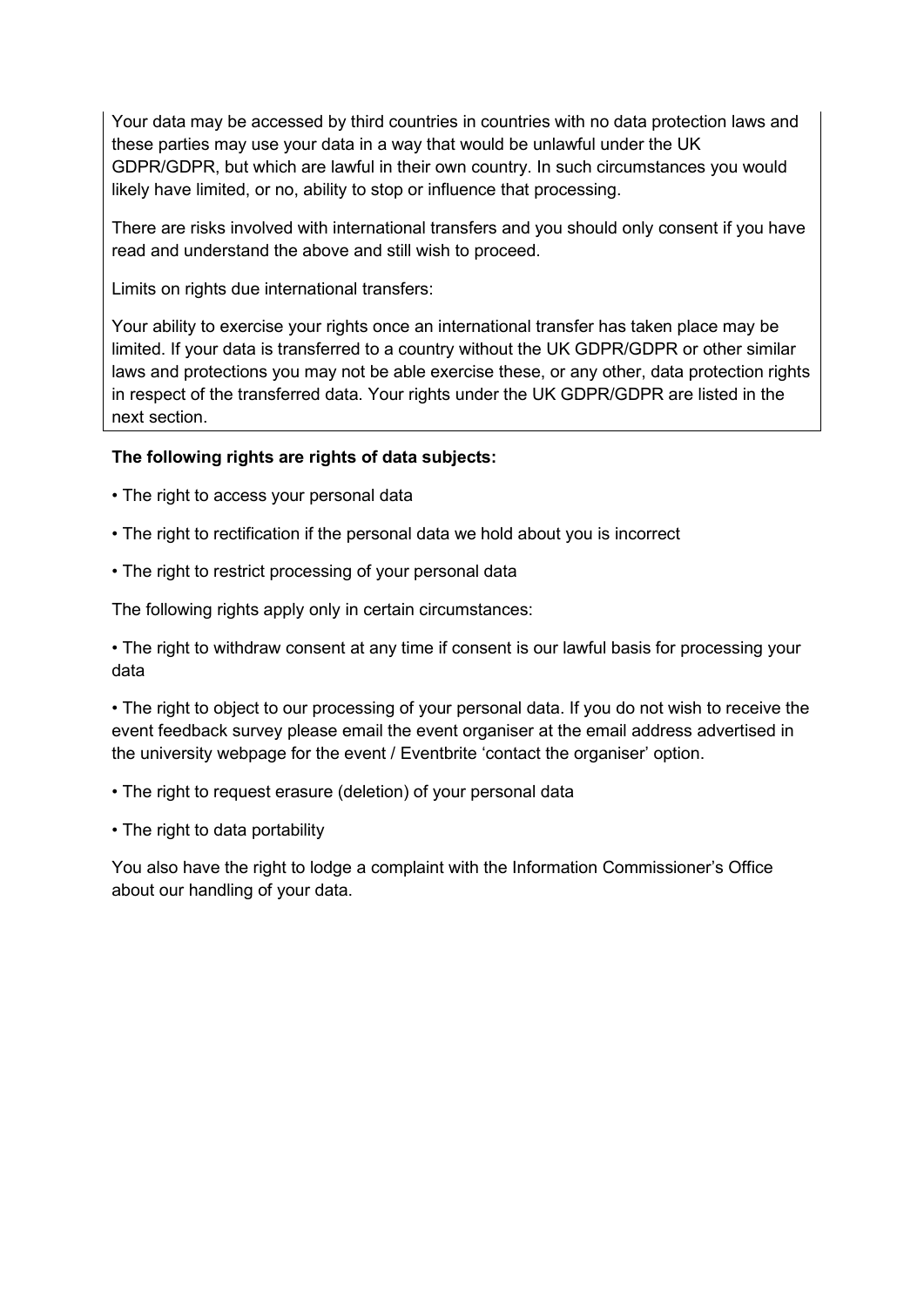Your data may be accessed by third countries in countries with no data protection laws and these parties may use your data in a way that would be unlawful under the UK GDPR/GDPR, but which are lawful in their own country. In such circumstances you would likely have limited, or no, ability to stop or influence that processing.

There are risks involved with international transfers and you should only consent if you have read and understand the above and still wish to proceed.

Limits on rights due international transfers:

Your ability to exercise your rights once an international transfer has taken place may be limited. If your data is transferred to a country without the UK GDPR/GDPR or other similar laws and protections you may not be able exercise these, or any other, data protection rights in respect of the transferred data. Your rights under the UK GDPR/GDPR are listed in the next section.

**The following rights are rights of data subjects:**

- The right to access your personal data
- The right to rectification if the personal data we hold about you is incorrect
- The right to restrict processing of your personal data

The following rights apply only in certain circumstances:

- The right to withdraw consent at any time if consent is our lawful basis for processing your data
- The right to object to our processing of your personal data. If you do not wish to receive the event feedback survey please email the event organiser at the email address advertised in the university webpage for the event / Eventbrite 'contact the organiser' option.
- The right to request erasure (deletion) of your personal data
- The right to data portability

You also have the right to lodge a complaint with the Information Commissioner's Office about our handling of your data.